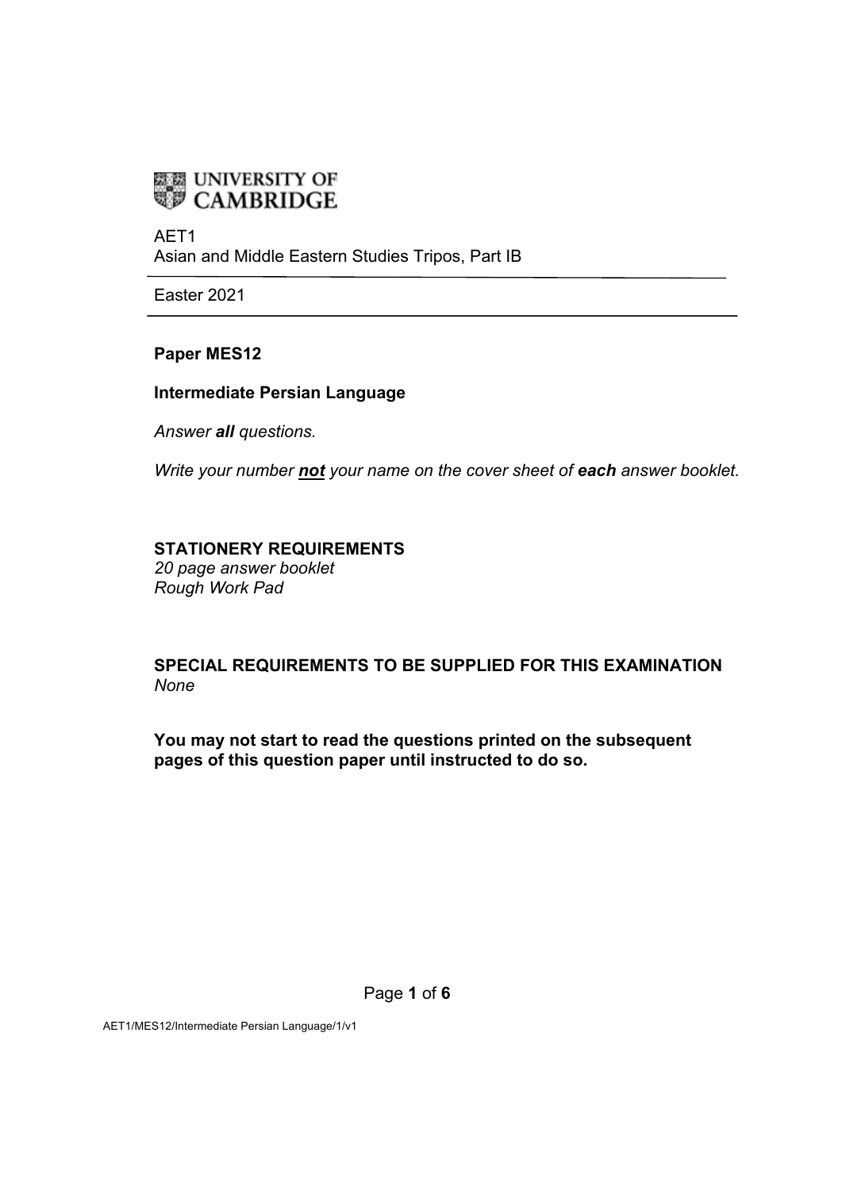UNIVERSITY OF CAMBRIDGE

AET1
Asian and Middle Eastern Studies Tripos, Part IB

---

Easter 2021

---

**Paper MES12**

**Intermediate Persian Language**

*Answer **all** questions.*

*Write your number **not** your name on the cover sheet of **each** answer booklet.*

**STATIONERY REQUIREMENTS**
*20 page answer booklet*
*Rough Work Pad*

**SPECIAL REQUIREMENTS TO BE SUPPLIED FOR THIS EXAMINATION**
*None*

**You may not start to read the questions printed on the subsequent pages of this question paper until instructed to do so.**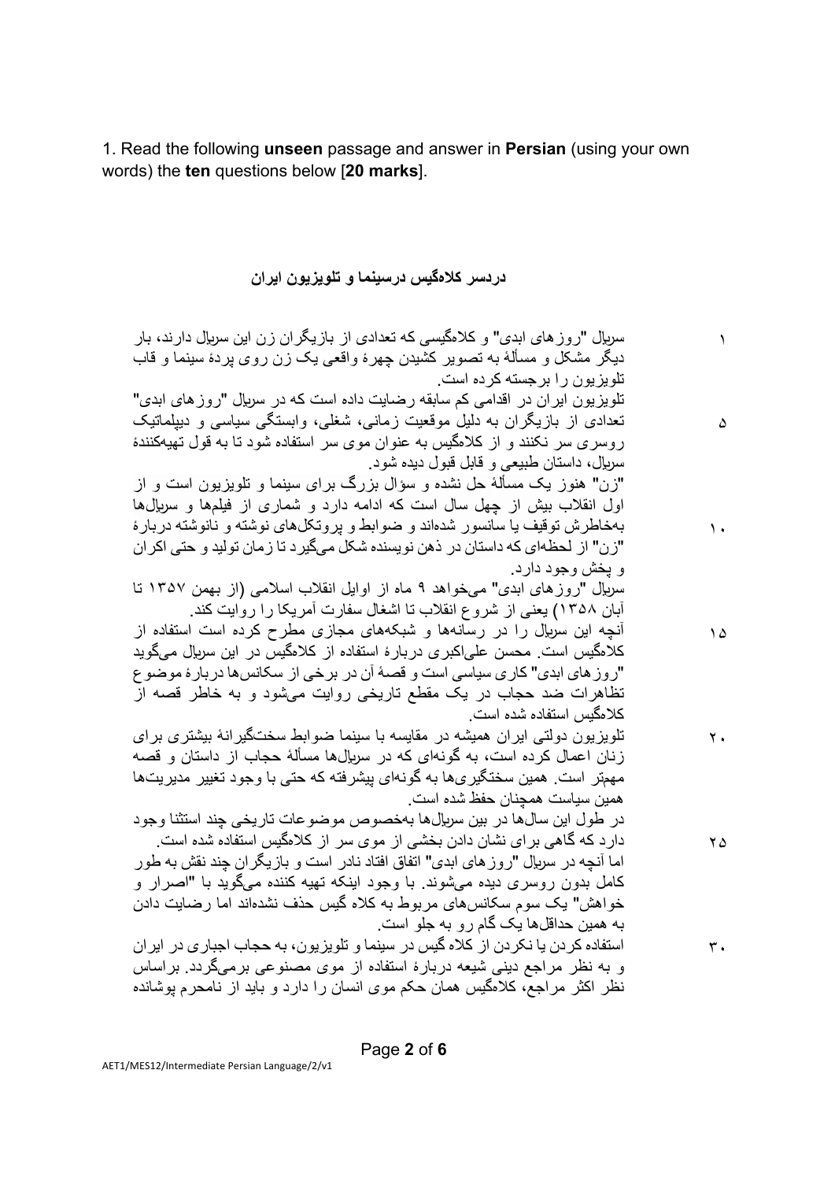1. Read the following **unseen** passage and answer in **Persian** (using your own words) the **ten** questions below [**20 marks**].

## دردسر کلاه‌گیس درسینما و تلویزیون ایران

۱ سریال "روزهای ابدی" و کلاه‌گیسی که تعدادی از بازیگران زن این سریال دارند، بار دیگر مشکل و مسألهٔ به تصویر کشیدن چهرهٔ واقعی یک زن روی پردهٔ سینما و قاب تلویزیون را برجسته کرده است.

۵ تلویزیون ایران در اقدامی کم سابقه رضایت داده است که در سریال "روزهای ابدی" تعدادی از بازیگران به دلیل موقعیت زمانی، شغلی، وابستگی سیاسی و دیپلماتیک روسری سر نکنند و از کلاه‌گیس به عنوان موی سر استفاده شود تا به قول تهیه‌کنندهٔ سریال، داستان طبیعی و قابل قبول دیده شود.

۱۰ "زن" هنوز یک مسألهٔ حل نشده و سؤال بزرگ برای سینما و تلویزیون است و از اول انقلاب بیش از چهل سال است که ادامه دارد و شماری از فیلم‌ها و سریال‌ها به‌خاطرش توقیف یا سانسور شده‌اند و ضوابط و پروتکل‌های نوشته و نانوشته دربارهٔ "زن" از لحظه‌ای که داستان در ذهن نویسنده شکل می‌گیرد تا زمان تولید و حتی اکران و پخش وجود دارد.

سریال "روزهای ابدی" می‌خواهد ۹ ماه از اوایل انقلاب اسلامی (از بهمن ۱۳۵۷ تا آبان ۱۳۵۸) یعنی از شروع انقلاب تا اشغال سفارت آمریکا را روایت کند.

۱۵ آنچه این سریال را در رسانه‌ها و شبکه‌های مجازی مطرح کرده است استفاده از کلاه‌گیس است. محسن علی‌اکبری دربارهٔ استفاده از کلاه‌گیس در این سریال می‌گوید "روزهای ابدی" کاری سیاسی است و قصهٔ آن در برخی از سکانس‌ها دربارهٔ موضوع تظاهرات ضد حجاب در یک مقطع تاریخی روایت می‌شود و به خاطر قصه از کلاه‌گیس استفاده شده است.

۲۰ تلویزیون دولتی ایران همیشه در مقایسه با سینما ضوابط سختگیرانهٔ بیشتری برای زنان اعمال کرده است، به گونه‌ای که در سریال‌ها مسألهٔ حجاب از داستان و قصه مهمتر است. همین سختگیری‌ها به گونه‌ای پیشرفته که حتی با وجود تغییر مدیریت‌ها همین سیاست همچنان حفظ شده است.

۲۵ در طول این سال‌ها در بین سریال‌ها به‌خصوص موضوعات تاریخی چند استثنا وجود دارد که گاهی برای نشان دادن بخشی از موی سر از کلاه‌گیس استفاده شده است. اما آنچه در سریال "روزهای ابدی" اتفاق افتاد نادر است و بازیگران چند نقش به طور کامل بدون روسری دیده می‌شوند. با وجود اینکه تهیه کننده می‌گوید با "اصرار و خواهش" یک سوم سکانس‌های مربوط به کلاه گیس حذف نشده‌اند اما رضایت دادن به همین حداقل‌ها یک گام رو به جلو است.

۳۰ استفاده کردن یا نکردن از کلاه گیس در سینما و تلویزیون، به حجاب اجباری در ایران و به نظر مراجع دینی شیعه دربارهٔ استفاده از موی مصنوعی برمی‌گردد. براساس نظر اکثر مراجع، کلاه‌گیس همان حکم موی انسان را دارد و باید از نامحرم پوشانده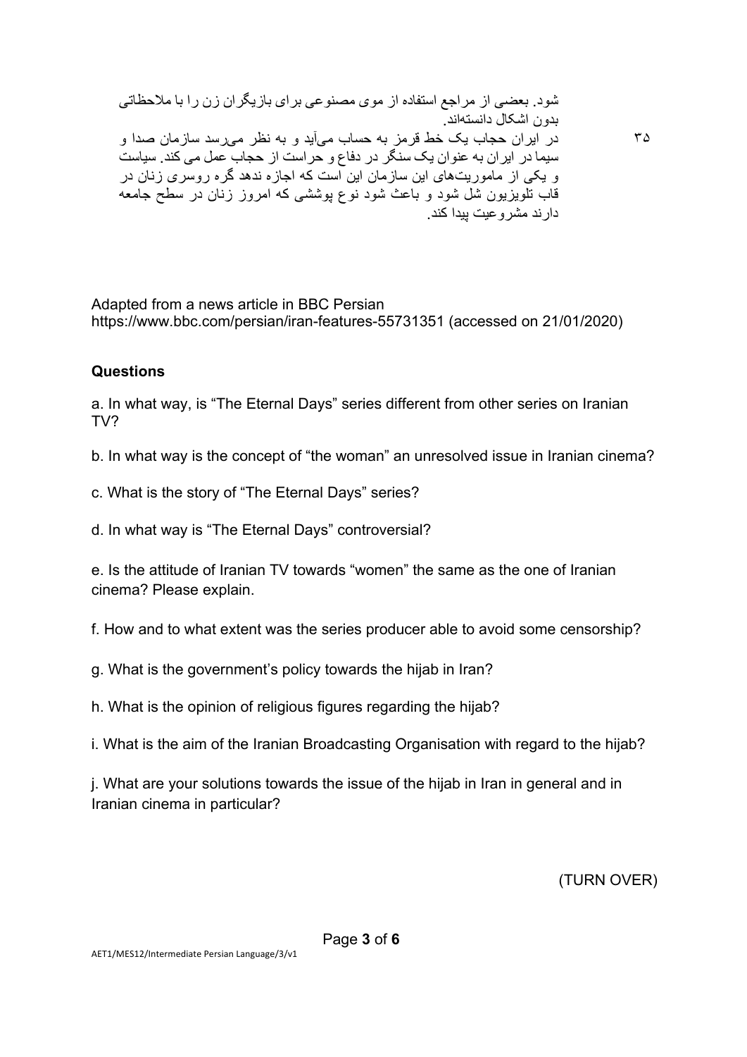شود. بعضی از مراجع استفاده از موی مصنوعی برای بازیگران زن را با ملاحظاتی بدون اشکال دانسته‌اند.

۳۵ در ایران حجاب یک خط قرمز به حساب می‌آید و به نظر می‌رسد سازمان صدا و سیما در ایران به عنوان یک سنگر در دفاع و حراست از حجاب عمل می کند. سیاست و یکی از ماموریت‌های این سازمان این است که اجازه ندهد گره روسری زنان در قاب تلویزیون شل شود و باعث شود نوع پوششی که امروز زنان در سطح جامعه دارند مشروعیت پیدا کند.

Adapted from a news article in BBC Persian
https://www.bbc.com/persian/iran-features-55731351 (accessed on 21/01/2020)

**Questions**

a. In what way, is “The Eternal Days” series different from other series on Iranian TV?

b. In what way is the concept of “the woman” an unresolved issue in Iranian cinema?

c. What is the story of “The Eternal Days” series?

d. In what way is “The Eternal Days” controversial?

e. Is the attitude of Iranian TV towards “women” the same as the one of Iranian cinema? Please explain.

f. How and to what extent was the series producer able to avoid some censorship?

g. What is the government’s policy towards the hijab in Iran?

h. What is the opinion of religious figures regarding the hijab?

i. What is the aim of the Iranian Broadcasting Organisation with regard to the hijab?

j. What are your solutions towards the issue of the hijab in Iran in general and in Iranian cinema in particular?

(TURN OVER)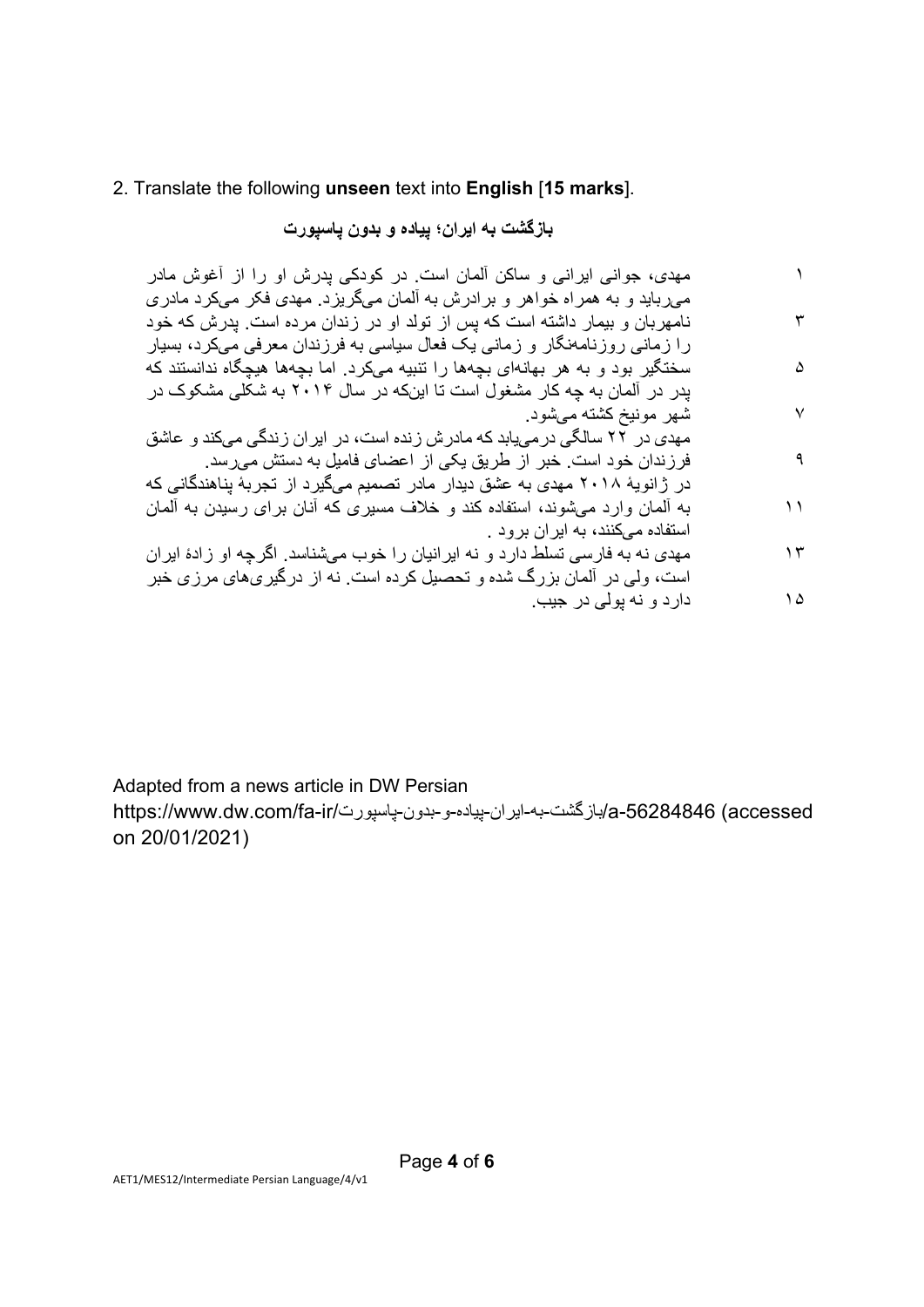2. Translate the following **unseen** text into **English** [**15 marks**].

**بازگشت به ایران؛ پیاده و بدون پاسپورت**

۱ مهدی، جوانی ایرانی و ساکن آلمان است. در کودکی پدرش او را از آغوش مادر
می‌رباید و به همراه خواهر و برادرش به آلمان می‌گریزد. مهدی فکر می‌کرد مادری
۳ نامهربان و بیمار داشته است که پس از تولد او در زندان مرده است. پدرش که خود
را زمانی روزنامه‌نگار و زمانی یک فعال سیاسی به فرزندان معرفی می‌کرد، بسیار
۵ سختگیر بود و به هر بهانه‌ای بچه‌ها را تنبیه می‌کرد. اما بچه‌ها هیچگاه ندانستند که
پدر در آلمان به چه کار مشغول است تا اینکه در سال ۲۰۱۴ به شکلی مشکوک در
۷ شهر مونیخ کشته می‌شود.
مهدی در ۲۲ سالگی درمی‌یابد که مادرش زنده است، در ایران زندگی می‌کند و عاشق
۹ فرزندان خود است. خبر از طریق یکی از اعضای فامیل به دستش می‌رسد.
در ژانویهٔ ۲۰۱۸ مهدی به عشق دیدار مادر تصمیم می‌گیرد از تجربهٔ پناهندگانی که
۱۱ به آلمان وارد می‌شوند، استفاده کند و خلاف مسیری که آنان برای رسیدن به آلمان
استفاده می‌کنند، به ایران برود .
۱۳ مهدی نه به فارسی تسلط دارد و نه ایرانیان را خوب می‌شناسد. اگرچه او زادهٔ ایران
است، ولی در آلمان بزرگ شده و تحصیل کرده است. نه از درگیری‌های مرزی خبر
۱۵ دارد و نه پولی در جیب.

Adapted from a news article in DW Persian
https://www.dw.com/fa-ir/بازگشت-به-ایران-پیاده-و-بدون-پاسپورت/a-56284846 (accessed on 20/01/2021)

AET1/MES12/Intermediate Persian Language/4/v1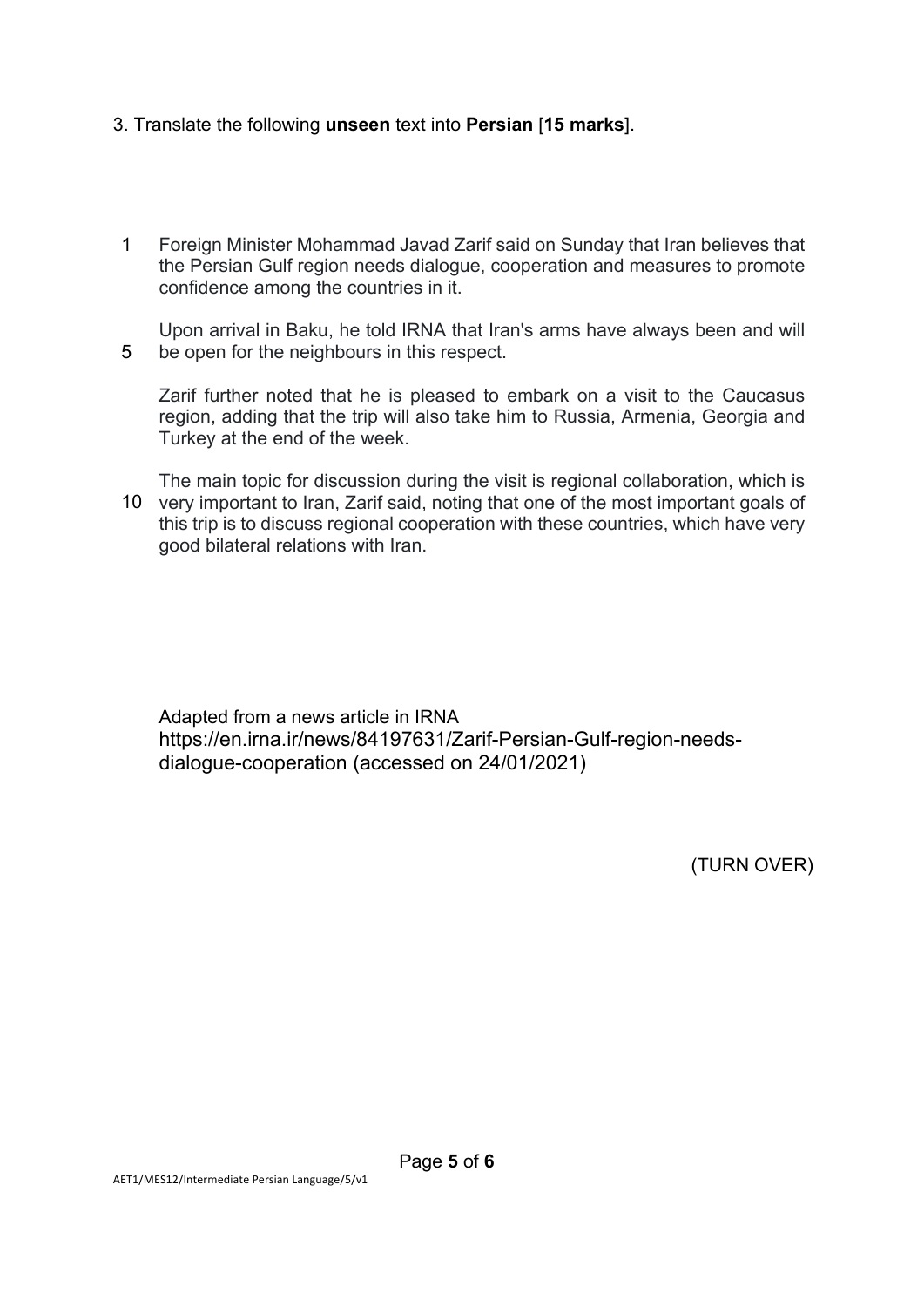3. Translate the following **unseen** text into **Persian** [**15 marks**].

1 Foreign Minister Mohammad Javad Zarif said on Sunday that Iran believes that the Persian Gulf region needs dialogue, cooperation and measures to promote confidence among the countries in it.

5 Upon arrival in Baku, he told IRNA that Iran's arms have always been and will be open for the neighbours in this respect.

Zarif further noted that he is pleased to embark on a visit to the Caucasus region, adding that the trip will also take him to Russia, Armenia, Georgia and Turkey at the end of the week.

10 The main topic for discussion during the visit is regional collaboration, which is very important to Iran, Zarif said, noting that one of the most important goals of this trip is to discuss regional cooperation with these countries, which have very good bilateral relations with Iran.

Adapted from a news article in IRNA
https://en.irna.ir/news/84197631/Zarif-Persian-Gulf-region-needs-dialogue-cooperation (accessed on 24/01/2021)

(TURN OVER)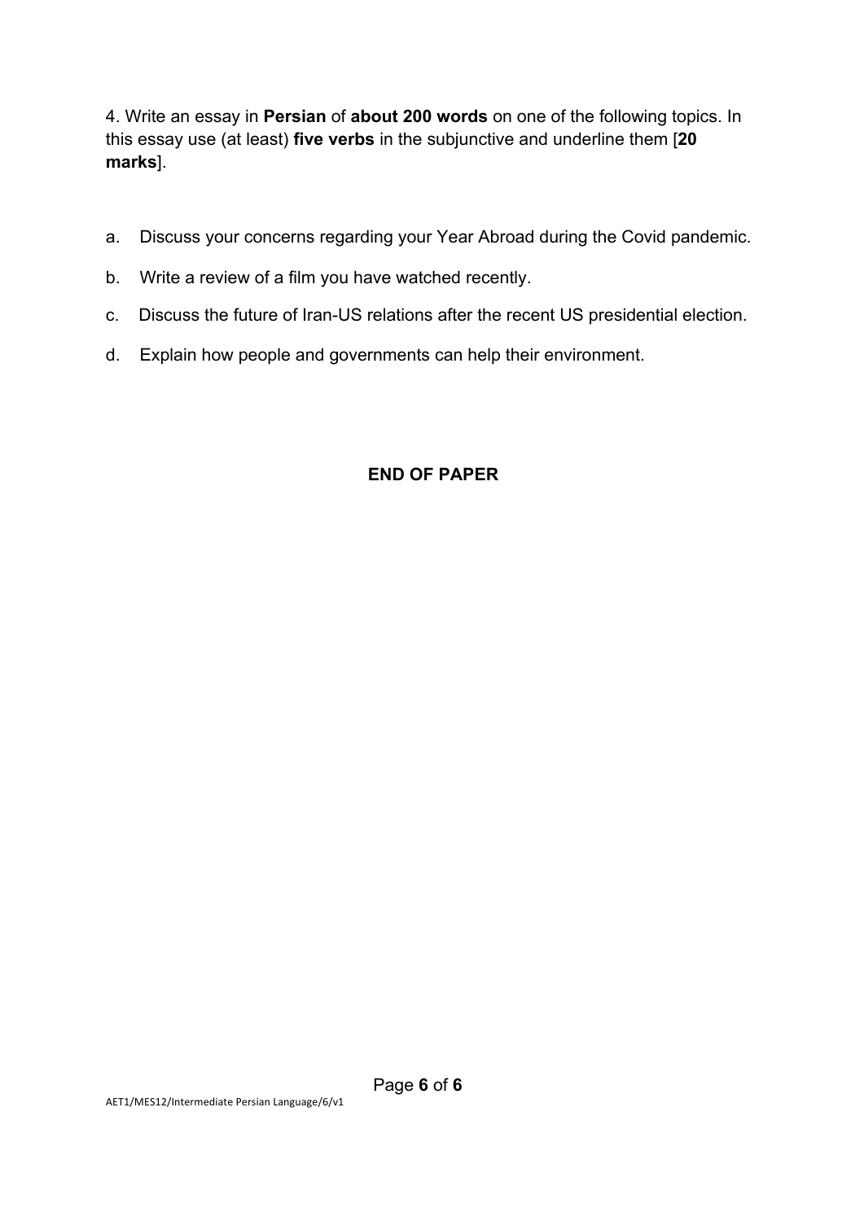4. Write an essay in **Persian** of **about 200 words** on one of the following topics. In this essay use (at least) **five verbs** in the subjunctive and underline them [**20 marks**].

a. Discuss your concerns regarding your Year Abroad during the Covid pandemic.

b. Write a review of a film you have watched recently.

c. Discuss the future of Iran-US relations after the recent US presidential election.

d. Explain how people and governments can help their environment.

**END OF PAPER**

AET1/MES12/Intermediate Persian Language/6/v1